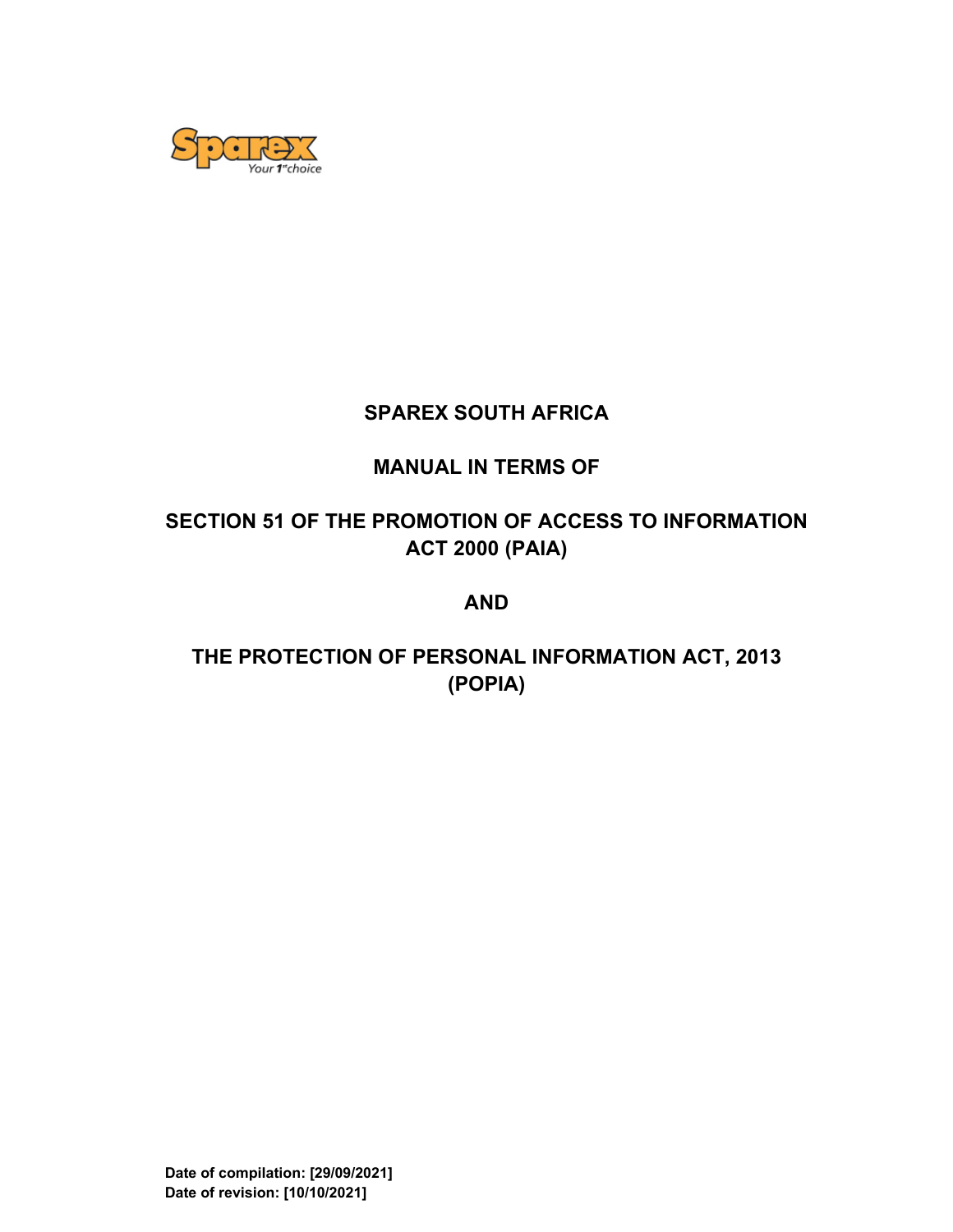# SPAREX SOUTH AFRICA

## MANUAL IN TERMS OF

## SECTION 51 OF THE PROMOTION OF ACCESS TO INFORMATION ACT 2000 (PAIA)

## AND

## THE PROTECTION OF PERSONAL INFORMATION ACT, 2013 (POPIA)

**Date of compilation: [29/09/2021]**
**Date of revision: [10/10/2021]**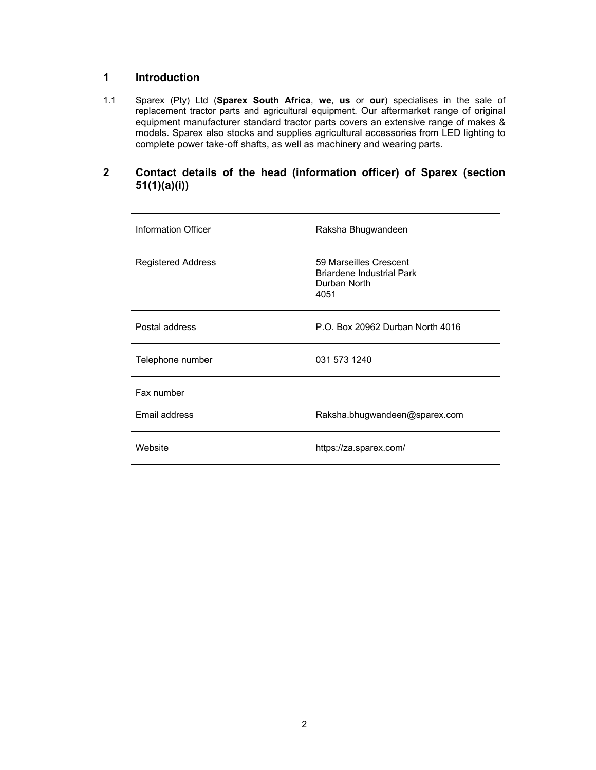## 1 Introduction

1.1 Sparex (Pty) Ltd (**Sparex South Africa**, **we**, **us** or **our**) specialises in the sale of replacement tractor parts and agricultural equipment. Our aftermarket range of original equipment manufacturer standard tractor parts covers an extensive range of makes & models. Sparex also stocks and supplies agricultural accessories from LED lighting to complete power take-off shafts, as well as machinery and wearing parts.

## 2 Contact details of the head (information officer) of Sparex (section 51(1)(a)(i))

| | |
|---|---|
| Information Officer | Raksha Bhugwandeen |
| Registered Address | 59 Marseilles Crescent<br>Briardene Industrial Park<br>Durban North<br>4051 |
| Postal address | P.O. Box 20962 Durban North 4016 |
| Telephone number | 031 573 1240 |
| Fax number | |
| Email address | Raksha.bhugwandeen@sparex.com |
| Website | https://za.sparex.com/ |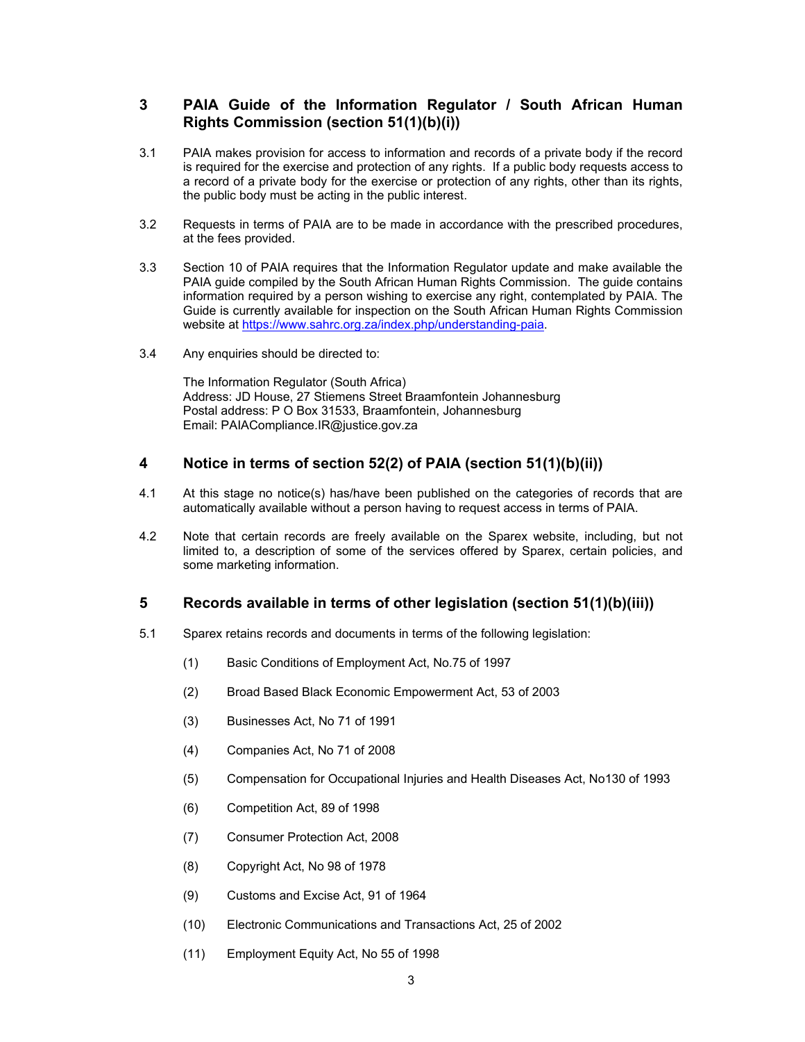## 3 PAIA Guide of the Information Regulator / South African Human Rights Commission (section 51(1)(b)(i))

3.1 PAIA makes provision for access to information and records of a private body if the record is required for the exercise and protection of any rights. If a public body requests access to a record of a private body for the exercise or protection of any rights, other than its rights, the public body must be acting in the public interest.

3.2 Requests in terms of PAIA are to be made in accordance with the prescribed procedures, at the fees provided.

3.3 Section 10 of PAIA requires that the Information Regulator update and make available the PAIA guide compiled by the South African Human Rights Commission. The guide contains information required by a person wishing to exercise any right, contemplated by PAIA. The Guide is currently available for inspection on the South African Human Rights Commission website at [https://www.sahrc.org.za/index.php/understanding-paia](https://www.sahrc.org.za/index.php/understanding-paia).

3.4 Any enquiries should be directed to:

The Information Regulator (South Africa)
Address: JD House, 27 Stiemens Street Braamfontein Johannesburg
Postal address: P O Box 31533, Braamfontein, Johannesburg
Email: PAIACompliance.IR@justice.gov.za

## 4 Notice in terms of section 52(2) of PAIA (section 51(1)(b)(ii))

4.1 At this stage no notice(s) has/have been published on the categories of records that are automatically available without a person having to request access in terms of PAIA.

4.2 Note that certain records are freely available on the Sparex website, including, but not limited to, a description of some of the services offered by Sparex, certain policies, and some marketing information.

## 5 Records available in terms of other legislation (section 51(1)(b)(iii))

5.1 Sparex retains records and documents in terms of the following legislation:

(1) Basic Conditions of Employment Act, No.75 of 1997

(2) Broad Based Black Economic Empowerment Act, 53 of 2003

(3) Businesses Act, No 71 of 1991

(4) Companies Act, No 71 of 2008

(5) Compensation for Occupational Injuries and Health Diseases Act, No130 of 1993

(6) Competition Act, 89 of 1998

(7) Consumer Protection Act, 2008

(8) Copyright Act, No 98 of 1978

(9) Customs and Excise Act, 91 of 1964

(10) Electronic Communications and Transactions Act, 25 of 2002

(11) Employment Equity Act, No 55 of 1998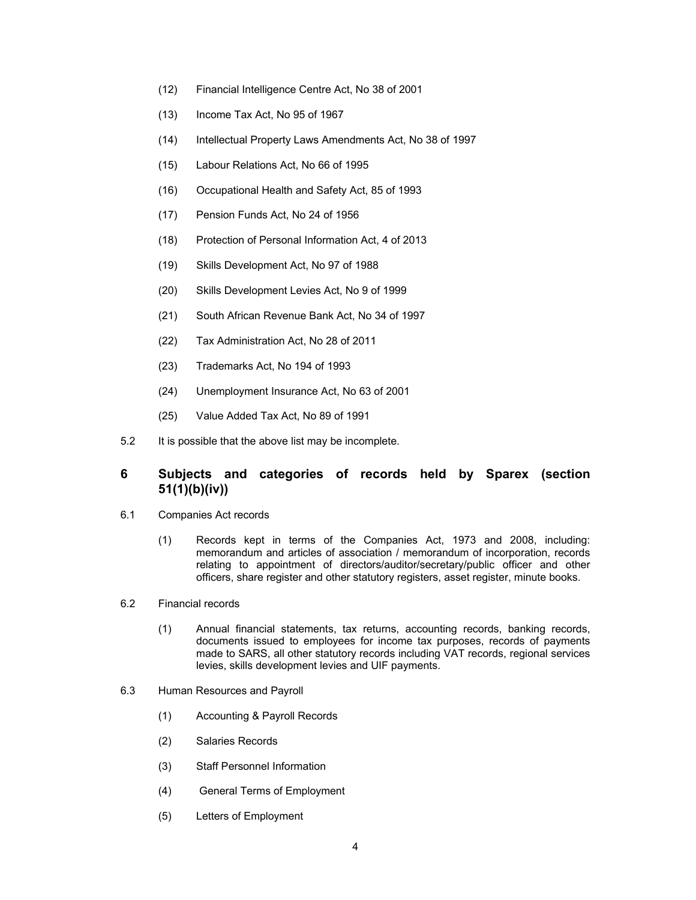(12) Financial Intelligence Centre Act, No 38 of 2001

(13) Income Tax Act, No 95 of 1967

(14) Intellectual Property Laws Amendments Act, No 38 of 1997

(15) Labour Relations Act, No 66 of 1995

(16) Occupational Health and Safety Act, 85 of 1993

(17) Pension Funds Act, No 24 of 1956

(18) Protection of Personal Information Act, 4 of 2013

(19) Skills Development Act, No 97 of 1988

(20) Skills Development Levies Act, No 9 of 1999

(21) South African Revenue Bank Act, No 34 of 1997

(22) Tax Administration Act, No 28 of 2011

(23) Trademarks Act, No 194 of 1993

(24) Unemployment Insurance Act, No 63 of 2001

(25) Value Added Tax Act, No 89 of 1991

5.2 It is possible that the above list may be incomplete.

## 6 Subjects and categories of records held by Sparex (section 51(1)(b)(iv))

6.1 Companies Act records

(1) Records kept in terms of the Companies Act, 1973 and 2008, including: memorandum and articles of association / memorandum of incorporation, records relating to appointment of directors/auditor/secretary/public officer and other officers, share register and other statutory registers, asset register, minute books.

6.2 Financial records

(1) Annual financial statements, tax returns, accounting records, banking records, documents issued to employees for income tax purposes, records of payments made to SARS, all other statutory records including VAT records, regional services levies, skills development levies and UIF payments.

6.3 Human Resources and Payroll

(1) Accounting & Payroll Records

(2) Salaries Records

(3) Staff Personnel Information

(4) General Terms of Employment

(5) Letters of Employment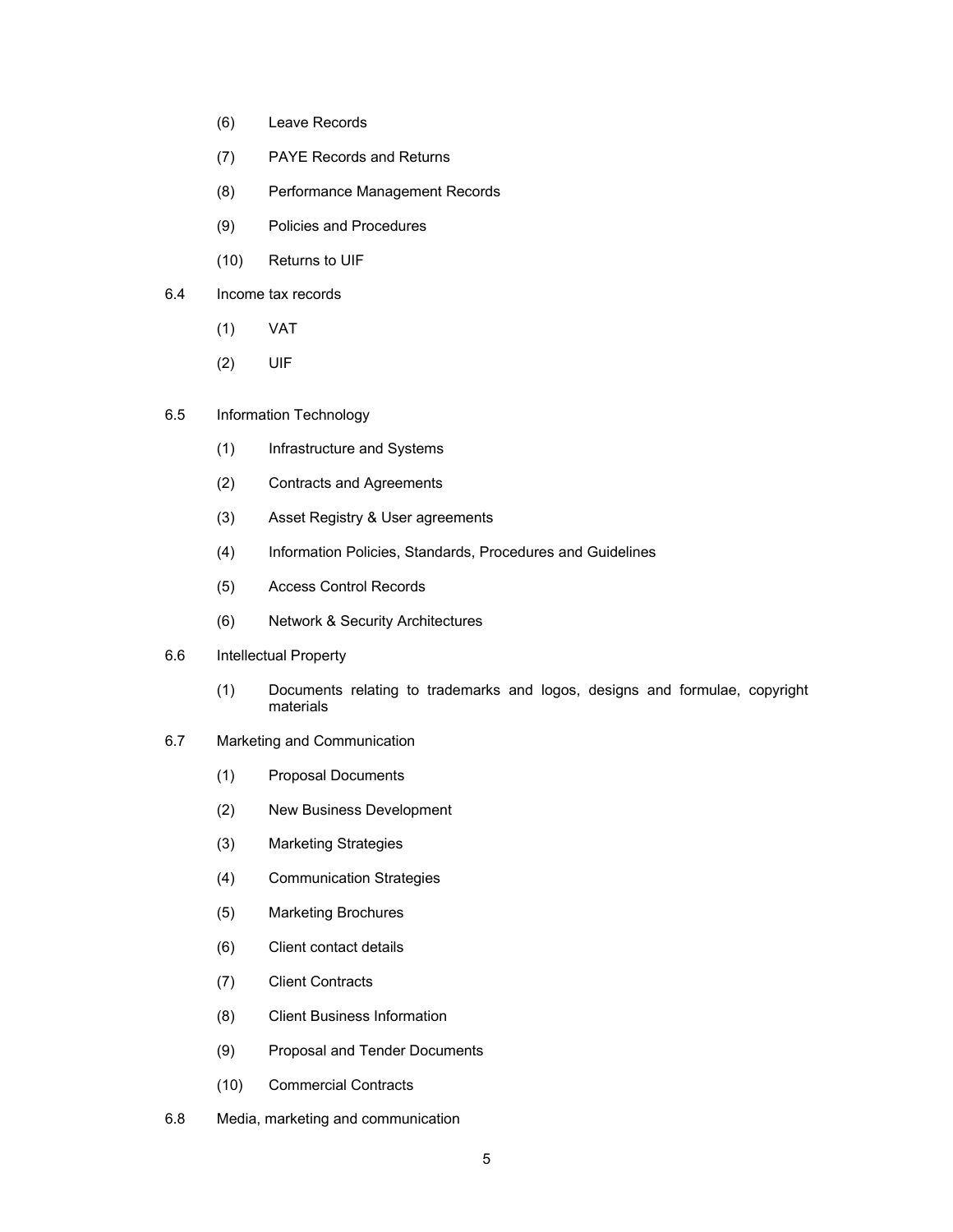(6) Leave Records

(7) PAYE Records and Returns

(8) Performance Management Records

(9) Policies and Procedures

(10) Returns to UIF

6.4 Income tax records

(1) VAT

(2) UIF

6.5 Information Technology

(1) Infrastructure and Systems

(2) Contracts and Agreements

(3) Asset Registry & User agreements

(4) Information Policies, Standards, Procedures and Guidelines

(5) Access Control Records

(6) Network & Security Architectures

6.6 Intellectual Property

(1) Documents relating to trademarks and logos, designs and formulae, copyright materials

6.7 Marketing and Communication

(1) Proposal Documents

(2) New Business Development

(3) Marketing Strategies

(4) Communication Strategies

(5) Marketing Brochures

(6) Client contact details

(7) Client Contracts

(8) Client Business Information

(9) Proposal and Tender Documents

(10) Commercial Contracts

6.8 Media, marketing and communication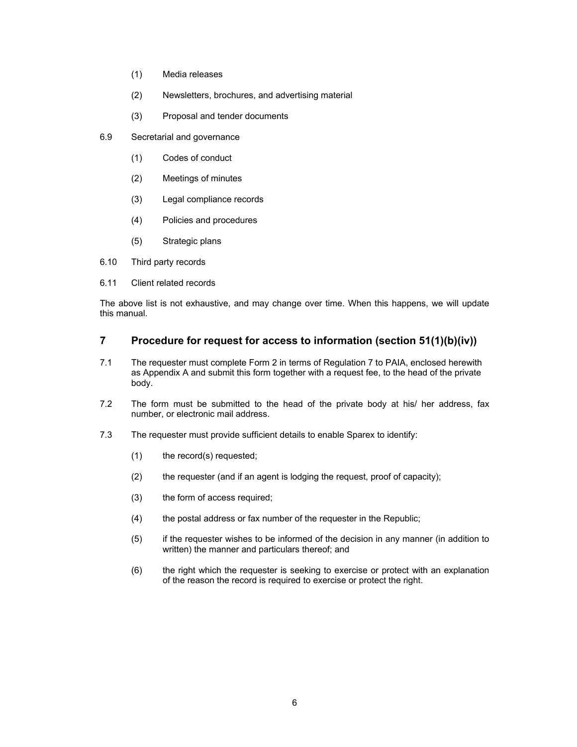(1) Media releases

(2) Newsletters, brochures, and advertising material

(3) Proposal and tender documents

6.9 Secretarial and governance

(1) Codes of conduct

(2) Meetings of minutes

(3) Legal compliance records

(4) Policies and procedures

(5) Strategic plans

6.10 Third party records

6.11 Client related records

The above list is not exhaustive, and may change over time. When this happens, we will update this manual.

## 7 Procedure for request for access to information (section 51(1)(b)(iv))

7.1 The requester must complete Form 2 in terms of Regulation 7 to PAIA, enclosed herewith as Appendix A and submit this form together with a request fee, to the head of the private body.

7.2 The form must be submitted to the head of the private body at his/ her address, fax number, or electronic mail address.

7.3 The requester must provide sufficient details to enable Sparex to identify:

(1) the record(s) requested;

(2) the requester (and if an agent is lodging the request, proof of capacity);

(3) the form of access required;

(4) the postal address or fax number of the requester in the Republic;

(5) if the requester wishes to be informed of the decision in any manner (in addition to written) the manner and particulars thereof; and

(6) the right which the requester is seeking to exercise or protect with an explanation of the reason the record is required to exercise or protect the right.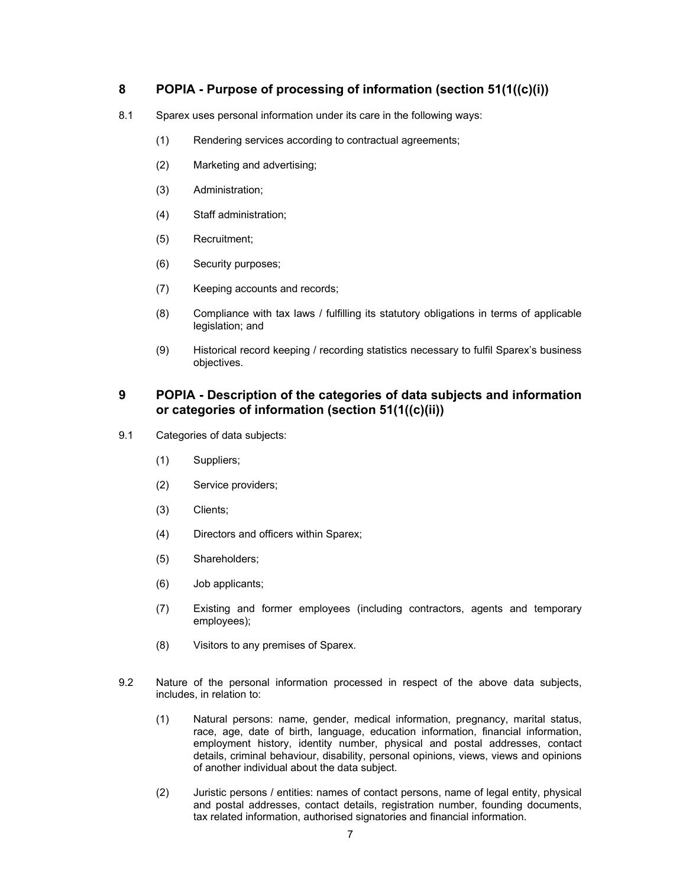## 8 POPIA - Purpose of processing of information (section 51(1((c)(i))

8.1 Sparex uses personal information under its care in the following ways:

(1) Rendering services according to contractual agreements;

(2) Marketing and advertising;

(3) Administration;

(4) Staff administration;

(5) Recruitment;

(6) Security purposes;

(7) Keeping accounts and records;

(8) Compliance with tax laws / fulfilling its statutory obligations in terms of applicable legislation; and

(9) Historical record keeping / recording statistics necessary to fulfil Sparex's business objectives.

## 9 POPIA - Description of the categories of data subjects and information or categories of information (section 51(1((c)(ii))

9.1 Categories of data subjects:

(1) Suppliers;

(2) Service providers;

(3) Clients;

(4) Directors and officers within Sparex;

(5) Shareholders;

(6) Job applicants;

(7) Existing and former employees (including contractors, agents and temporary employees);

(8) Visitors to any premises of Sparex.

9.2 Nature of the personal information processed in respect of the above data subjects, includes, in relation to:

(1) Natural persons: name, gender, medical information, pregnancy, marital status, race, age, date of birth, language, education information, financial information, employment history, identity number, physical and postal addresses, contact details, criminal behaviour, disability, personal opinions, views, views and opinions of another individual about the data subject.

(2) Juristic persons / entities: names of contact persons, name of legal entity, physical and postal addresses, contact details, registration number, founding documents, tax related information, authorised signatories and financial information.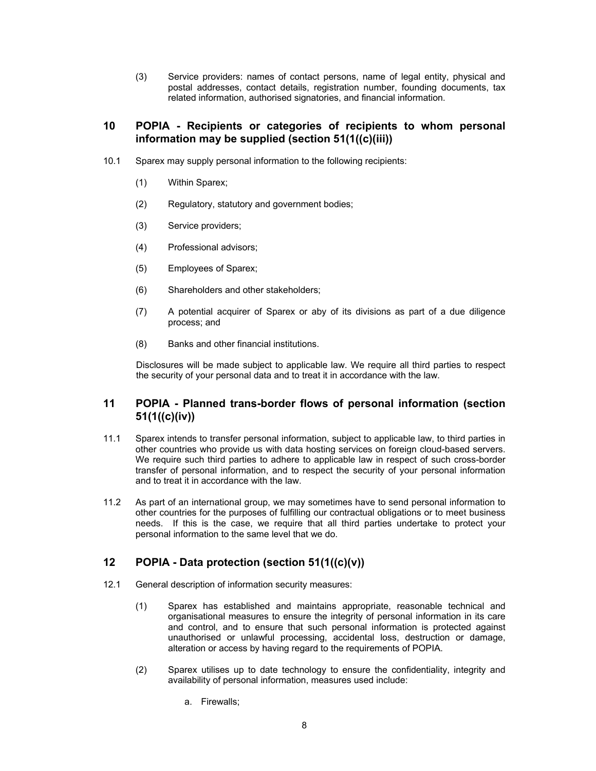(3) Service providers: names of contact persons, name of legal entity, physical and postal addresses, contact details, registration number, founding documents, tax related information, authorised signatories, and financial information.

## 10 POPIA - Recipients or categories of recipients to whom personal information may be supplied (section 51(1((c)(iii))

10.1 Sparex may supply personal information to the following recipients:

(1) Within Sparex;

(2) Regulatory, statutory and government bodies;

(3) Service providers;

(4) Professional advisors;

(5) Employees of Sparex;

(6) Shareholders and other stakeholders;

(7) A potential acquirer of Sparex or aby of its divisions as part of a due diligence process; and

(8) Banks and other financial institutions.

Disclosures will be made subject to applicable law. We require all third parties to respect the security of your personal data and to treat it in accordance with the law.

## 11 POPIA - Planned trans-border flows of personal information (section 51(1((c)(iv))

11.1 Sparex intends to transfer personal information, subject to applicable law, to third parties in other countries who provide us with data hosting services on foreign cloud-based servers. We require such third parties to adhere to applicable law in respect of such cross-border transfer of personal information, and to respect the security of your personal information and to treat it in accordance with the law.

11.2 As part of an international group, we may sometimes have to send personal information to other countries for the purposes of fulfilling our contractual obligations or to meet business needs. If this is the case, we require that all third parties undertake to protect your personal information to the same level that we do.

## 12 POPIA - Data protection (section 51(1((c)(v))

12.1 General description of information security measures:

(1) Sparex has established and maintains appropriate, reasonable technical and organisational measures to ensure the integrity of personal information in its care and control, and to ensure that such personal information is protected against unauthorised or unlawful processing, accidental loss, destruction or damage, alteration or access by having regard to the requirements of POPIA.

(2) Sparex utilises up to date technology to ensure the confidentiality, integrity and availability of personal information, measures used include:

a. Firewalls;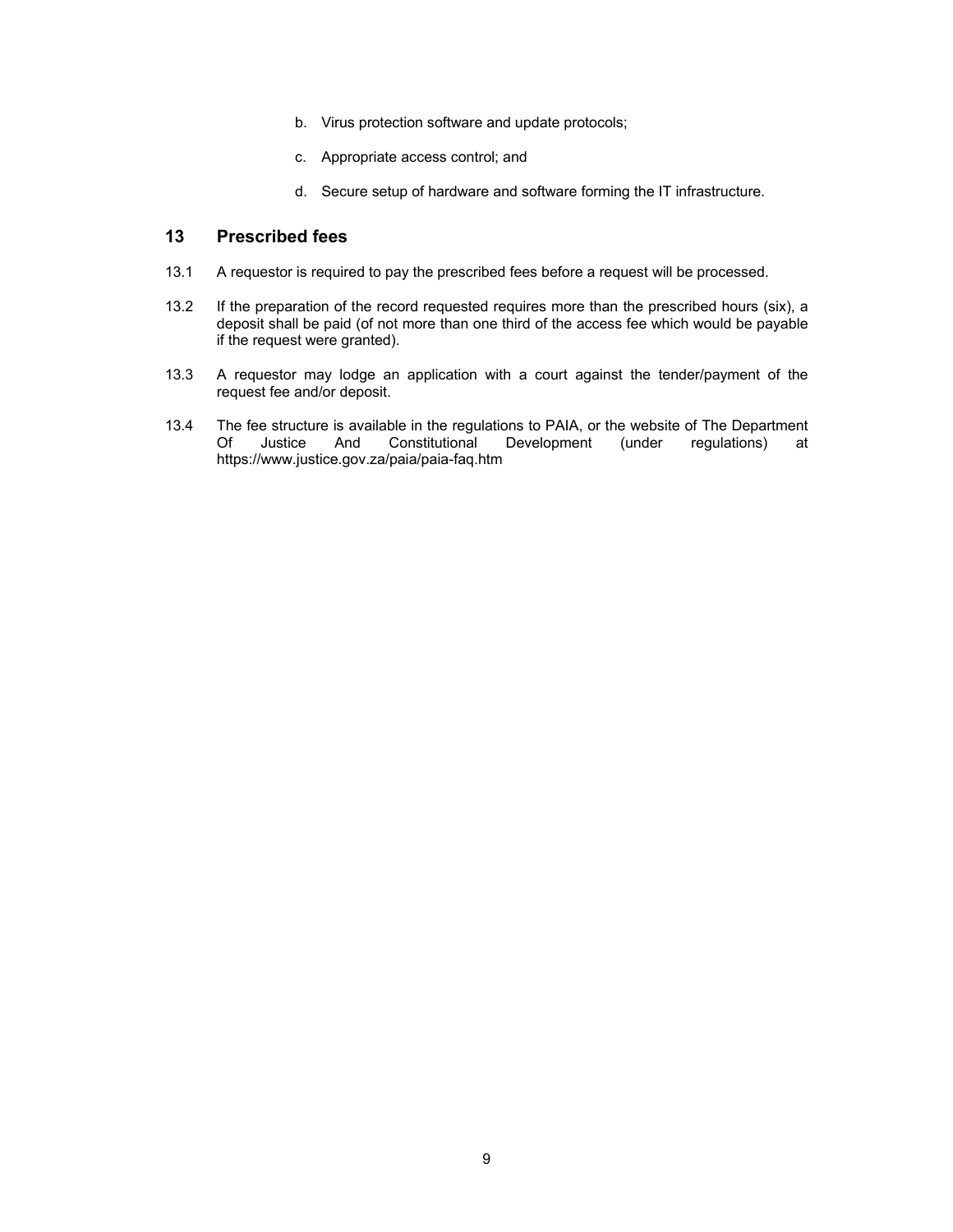b. Virus protection software and update protocols;

c. Appropriate access control; and

d. Secure setup of hardware and software forming the IT infrastructure.

## 13 Prescribed fees

13.1 A requestor is required to pay the prescribed fees before a request will be processed.

13.2 If the preparation of the record requested requires more than the prescribed hours (six), a deposit shall be paid (of not more than one third of the access fee which would be payable if the request were granted).

13.3 A requestor may lodge an application with a court against the tender/payment of the request fee and/or deposit.

13.4 The fee structure is available in the regulations to PAIA, or the website of The Department Of Justice And Constitutional Development (under regulations) at https://www.justice.gov.za/paia/paia-faq.htm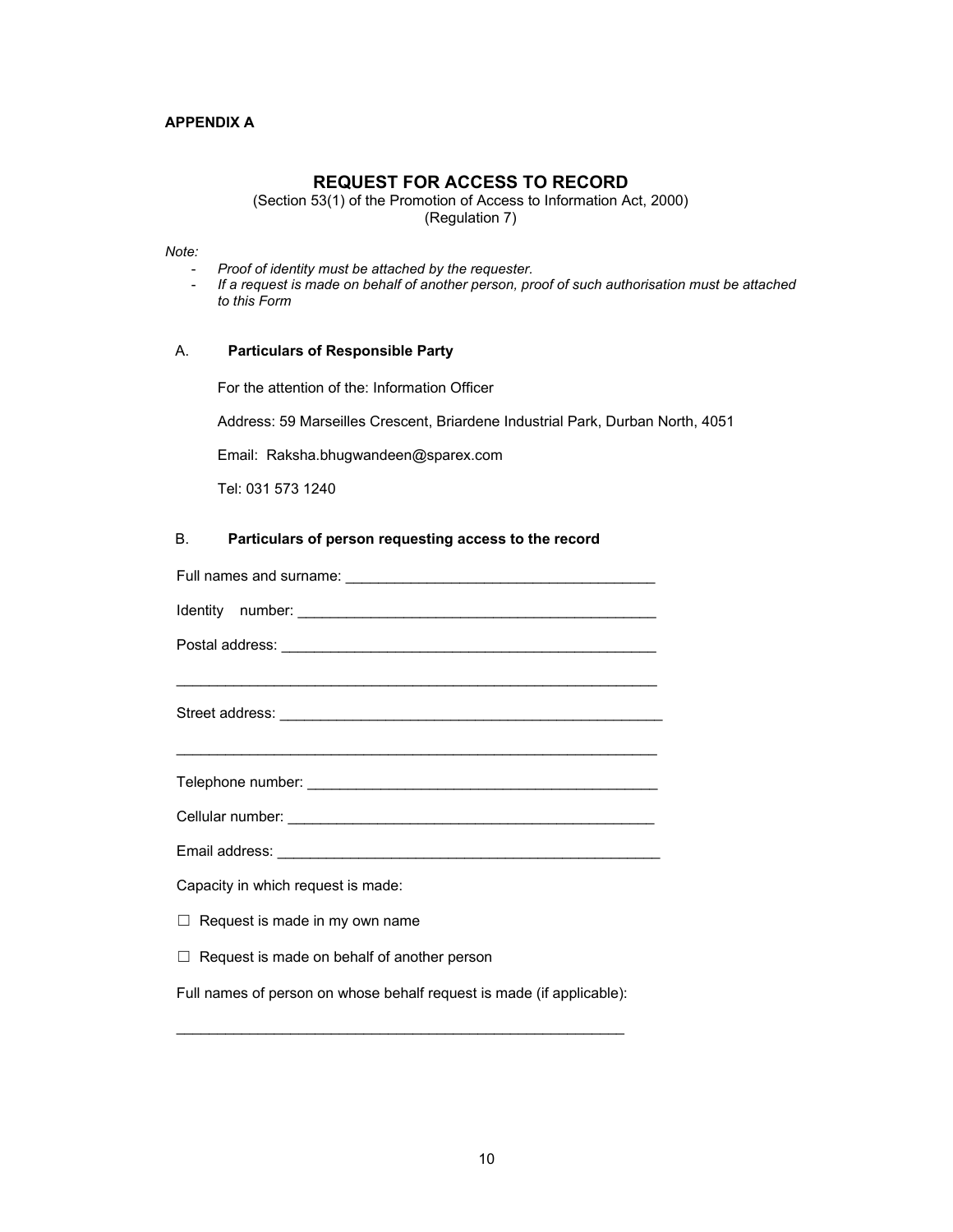**APPENDIX A**

## REQUEST FOR ACCESS TO RECORD

(Section 53(1) of the Promotion of Access to Information Act, 2000)
(Regulation 7)

*Note:*

- *Proof of identity must be attached by the requester.*
- *If a request is made on behalf of another person, proof of such authorisation must be attached to this Form*

A. **Particulars of Responsible Party**

For the attention of the: Information Officer

Address: 59 Marseilles Crescent, Briardene Industrial Park, Durban North, 4051

Email: Raksha.bhugwandeen@sparex.com

Tel: 031 573 1240

B. **Particulars of person requesting access to the record**

Full names and surname: _____________________________________

Identity number: ____________________________________________

Postal address: ______________________________________________

_____________________________________________________________

Street address: ______________________________________________

_____________________________________________________________

Telephone number: ___________________________________________

Cellular number: _____________________________________________

Email address: _______________________________________________

Capacity in which request is made:

☐ Request is made in my own name

☐ Request is made on behalf of another person

Full names of person on whose behalf request is made (if applicable):

_____________________________________________________________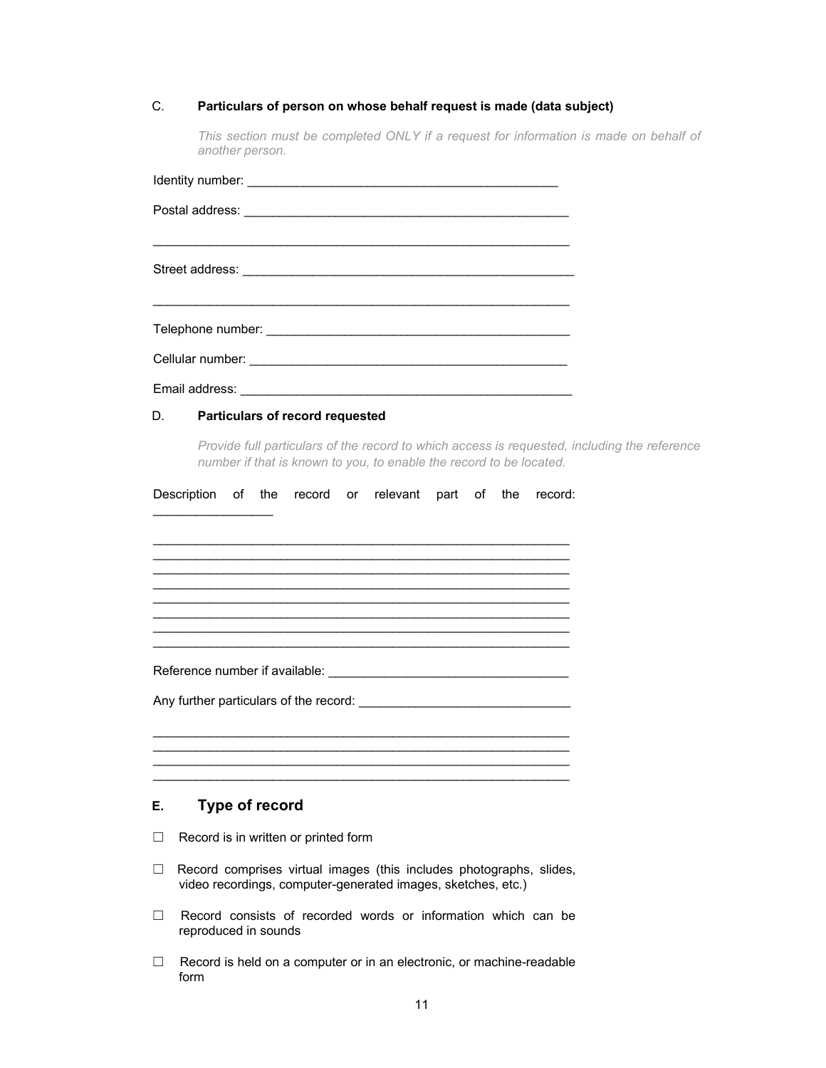C. **Particulars of person on whose behalf request is made (data subject)**

*This section must be completed ONLY if a request for information is made on behalf of another person.*

Identity number: ____________________________________________

Postal address: ______________________________________________

_____________________________________________________________

Street address: ______________________________________________

_____________________________________________________________

Telephone number: ___________________________________________

Cellular number: _____________________________________________

Email address: _______________________________________________

D. **Particulars of record requested**

*Provide full particulars of the record to which access is requested, including the reference number if that is known to you, to enable the record to be located.*

Description of the record or relevant part of the record: ________________

_____________________________________________________________
_____________________________________________________________
_____________________________________________________________
_____________________________________________________________
_____________________________________________________________
_____________________________________________________________
_____________________________________________________________
_____________________________________________________________

Reference number if available: ____________________________________

Any further particulars of the record: _______________________________

_____________________________________________________________
_____________________________________________________________
_____________________________________________________________
_____________________________________________________________

## E. Type of record

☐ Record is in written or printed form

☐ Record comprises virtual images (this includes photographs, slides, video recordings, computer-generated images, sketches, etc.)

☐ Record consists of recorded words or information which can be reproduced in sounds

☐ Record is held on a computer or in an electronic, or machine-readable form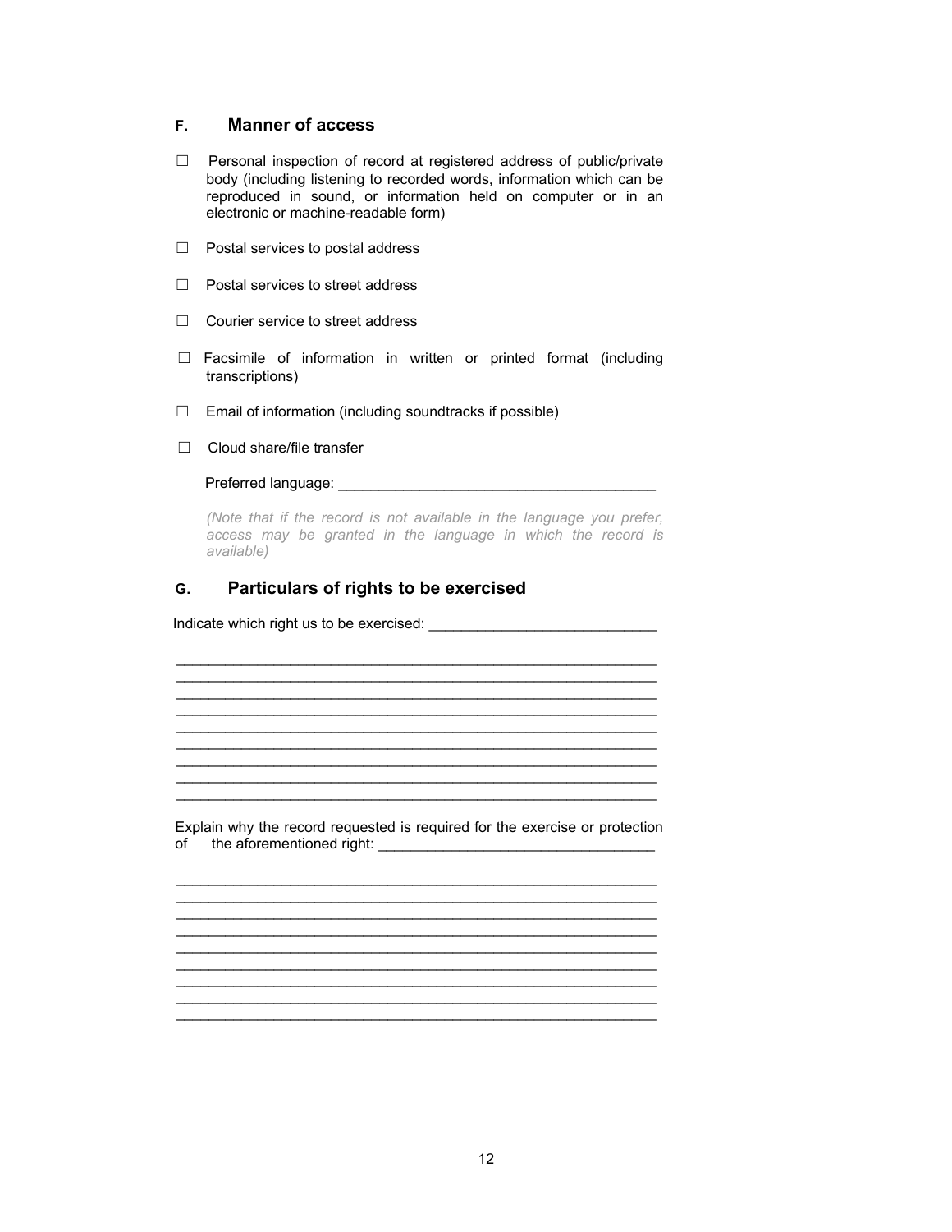## F. Manner of access

☐ Personal inspection of record at registered address of public/private body (including listening to recorded words, information which can be reproduced in sound, or information held on computer or in an electronic or machine-readable form)

☐ Postal services to postal address

☐ Postal services to street address

☐ Courier service to street address

☐ Facsimile of information in written or printed format (including transcriptions)

☐ Email of information (including soundtracks if possible)

☐ Cloud share/file transfer

Preferred language: _______________________________________

*(Note that if the record is not available in the language you prefer, access may be granted in the language in which the record is available)*

## G. Particulars of rights to be exercised

Indicate which right us to be exercised: ___________________________

____________________________________________________________
____________________________________________________________
____________________________________________________________
____________________________________________________________
____________________________________________________________
____________________________________________________________
____________________________________________________________
____________________________________________________________
____________________________________________________________

Explain why the record requested is required for the exercise or protection of the aforementioned right: _________________________________

____________________________________________________________
____________________________________________________________
____________________________________________________________
____________________________________________________________
____________________________________________________________
____________________________________________________________
____________________________________________________________
____________________________________________________________
____________________________________________________________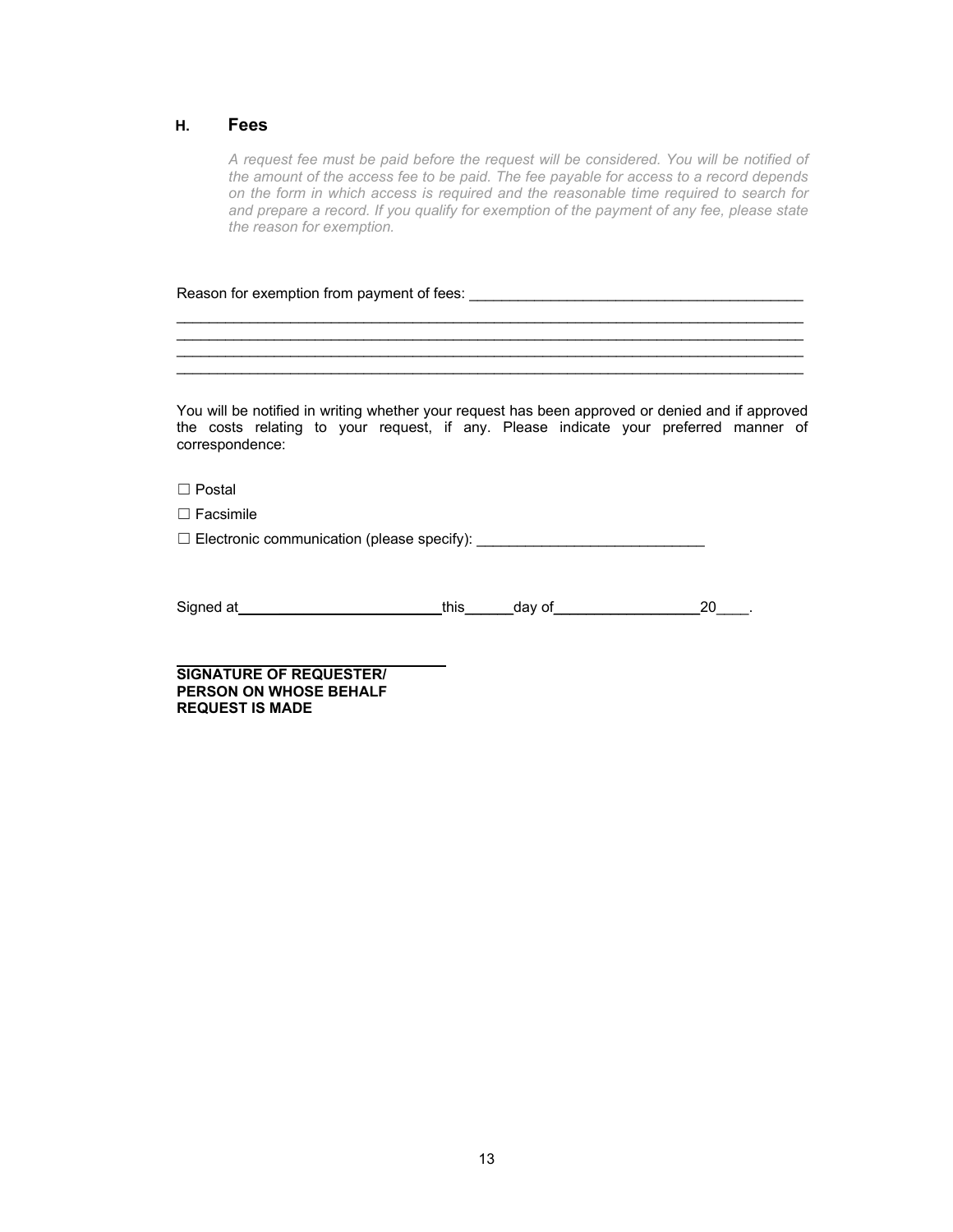## H. Fees

*A request fee must be paid before the request will be considered. You will be notified of the amount of the access fee to be paid. The fee payable for access to a record depends on the form in which access is required and the reasonable time required to search for and prepare a record. If you qualify for exemption of the payment of any fee, please state the reason for exemption.*

Reason for exemption from payment of fees: ________________________________________

_____________________________________________________________________________
_____________________________________________________________________________
_____________________________________________________________________________
_____________________________________________________________________________

You will be notified in writing whether your request has been approved or denied and if approved the costs relating to your request, if any. Please indicate your preferred manner of correspondence:

☐ Postal

☐ Facsimile

☐ Electronic communication (please specify): ___________________________

Signed at__________________________this______day of_________________20____.

______________________________

**SIGNATURE OF REQUESTER/
PERSON ON WHOSE BEHALF
REQUEST IS MADE**